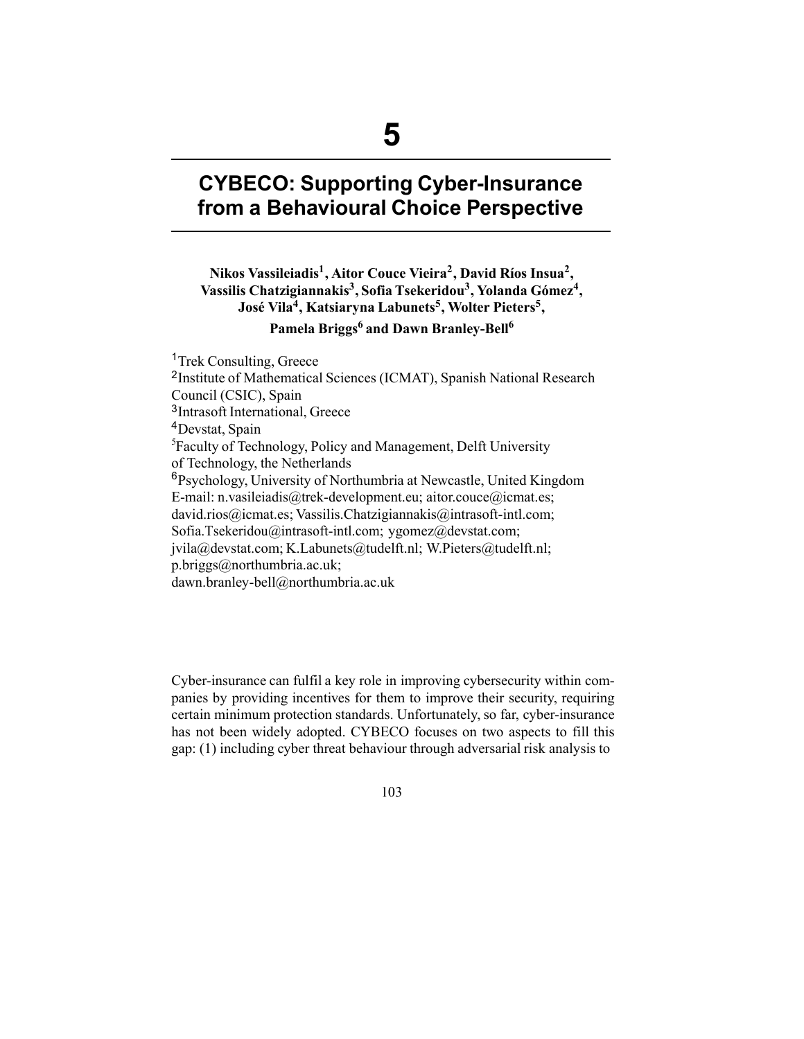# 5

# CYBECO: Supporting Cyber-Insurance from a Behavioural Choice Perspective

**Nikos Vassileiadis[1], Aitor Couce Vieira[2], David Ríos Insua[2], Vassilis Chatzigiannakis[3], Sofia Tsekeridou[3], Yolanda Gómez[4], José Vila[4], Katsiaryna Labunets[5], Wolter Pieters[5], Pamela Briggs[6] and Dawn Branley-Bell[6]**

[1]Trek Consulting, Greece
[2]Institute of Mathematical Sciences (ICMAT), Spanish National Research Council (CSIC), Spain
[3]Intrasoft International, Greece
[4]Devstat, Spain
[5]Faculty of Technology, Policy and Management, Delft University of Technology, the Netherlands
[6]Psychology, University of Northumbria at Newcastle, United Kingdom
E-mail: n.vasileiadis@trek-development.eu; aitor.couce@icmat.es; david.rios@icmat.es; Vassilis.Chatzigiannakis@intrasoft-intl.com; Sofia.Tsekeridou@intrasoft-intl.com; ygomez@devstat.com; jvila@devstat.com; K.Labunets@tudelft.nl; W.Pieters@tudelft.nl; p.briggs@northumbria.ac.uk; dawn.branley-bell@northumbria.ac.uk

Cyber-insurance can fulfil a key role in improving cybersecurity within companies by providing incentives for them to improve their security, requiring certain minimum protection standards. Unfortunately, so far, cyber-insurance has not been widely adopted. CYBECO focuses on two aspects to fill this gap: (1) including cyber threat behaviour through adversarial risk analysis to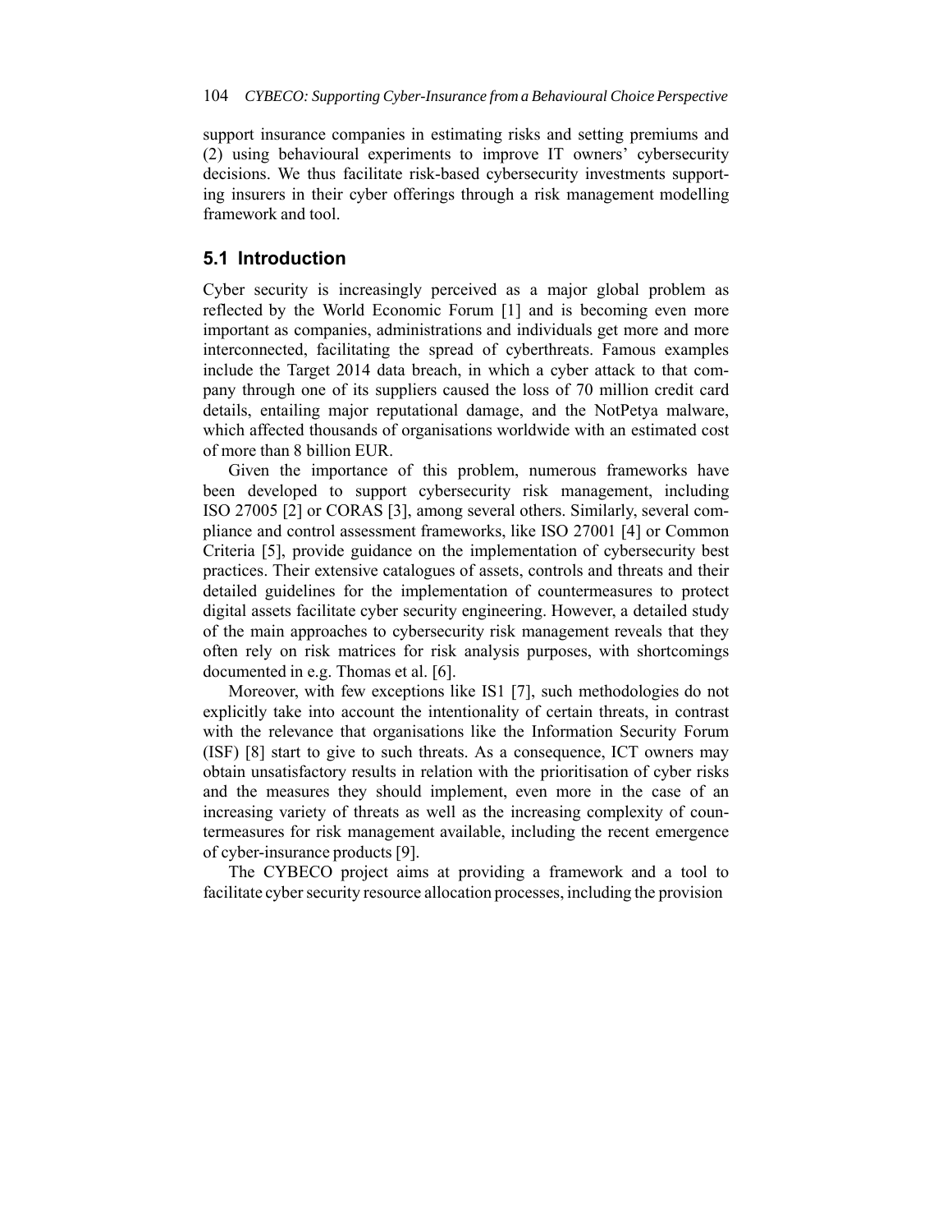support insurance companies in estimating risks and setting premiums and (2) using behavioural experiments to improve IT owners' cybersecurity decisions. We thus facilitate risk-based cybersecurity investments supporting insurers in their cyber offerings through a risk management modelling framework and tool.

## 5.1 Introduction

Cyber security is increasingly perceived as a major global problem as reflected by the World Economic Forum [1] and is becoming even more important as companies, administrations and individuals get more and more interconnected, facilitating the spread of cyberthreats. Famous examples include the Target 2014 data breach, in which a cyber attack to that company through one of its suppliers caused the loss of 70 million credit card details, entailing major reputational damage, and the NotPetya malware, which affected thousands of organisations worldwide with an estimated cost of more than 8 billion EUR.

Given the importance of this problem, numerous frameworks have been developed to support cybersecurity risk management, including ISO 27005 [2] or CORAS [3], among several others. Similarly, several compliance and control assessment frameworks, like ISO 27001 [4] or Common Criteria [5], provide guidance on the implementation of cybersecurity best practices. Their extensive catalogues of assets, controls and threats and their detailed guidelines for the implementation of countermeasures to protect digital assets facilitate cyber security engineering. However, a detailed study of the main approaches to cybersecurity risk management reveals that they often rely on risk matrices for risk analysis purposes, with shortcomings documented in e.g. Thomas et al. [6].

Moreover, with few exceptions like IS1 [7], such methodologies do not explicitly take into account the intentionality of certain threats, in contrast with the relevance that organisations like the Information Security Forum (ISF) [8] start to give to such threats. As a consequence, ICT owners may obtain unsatisfactory results in relation with the prioritisation of cyber risks and the measures they should implement, even more in the case of an increasing variety of threats as well as the increasing complexity of countermeasures for risk management available, including the recent emergence of cyber-insurance products [9].

The CYBECO project aims at providing a framework and a tool to facilitate cyber security resource allocation processes, including the provision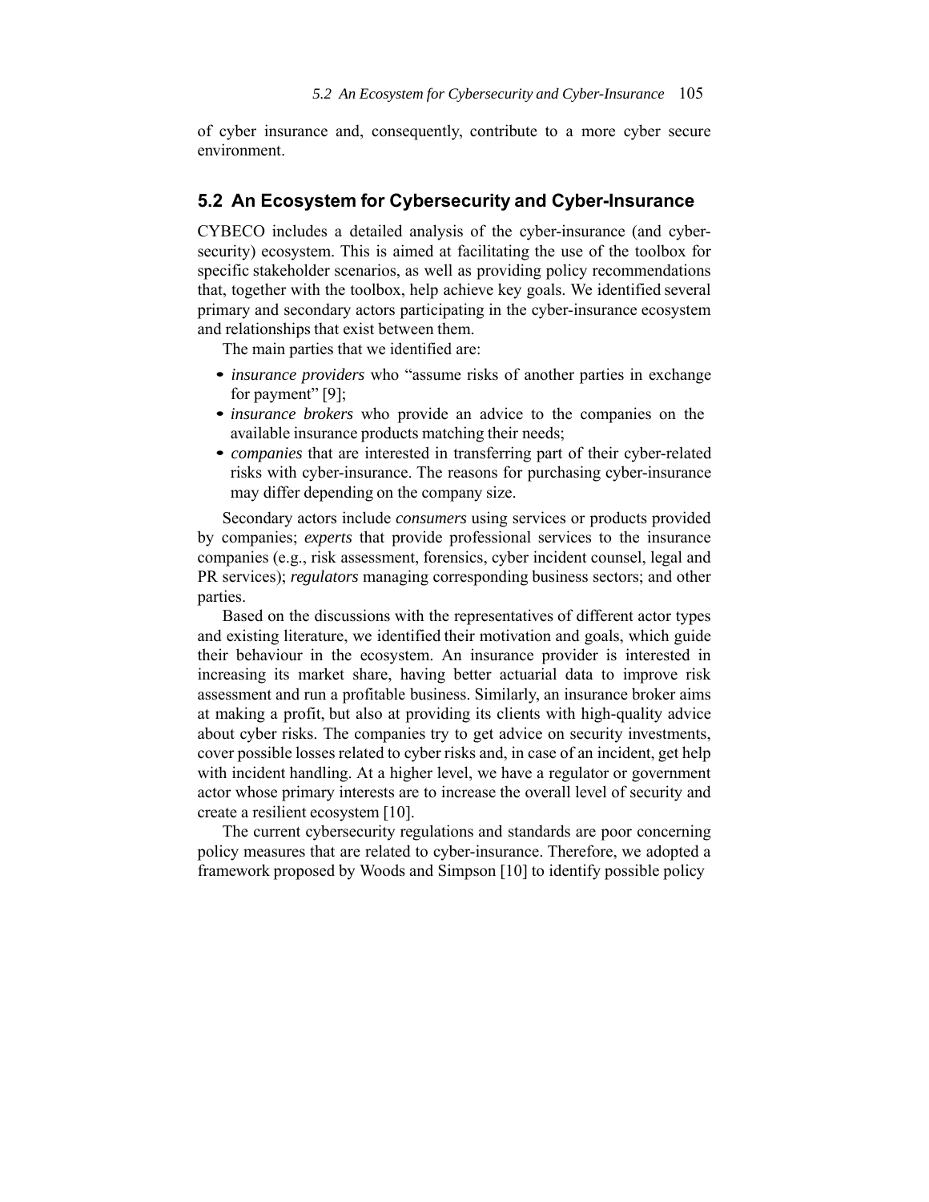of cyber insurance and, consequently, contribute to a more cyber secure environment.

## 5.2 An Ecosystem for Cybersecurity and Cyber-Insurance

CYBECO includes a detailed analysis of the cyber-insurance (and cyber-security) ecosystem. This is aimed at facilitating the use of the toolbox for specific stakeholder scenarios, as well as providing policy recommendations that, together with the toolbox, help achieve key goals. We identified several primary and secondary actors participating in the cyber-insurance ecosystem and relationships that exist between them.

The main parties that we identified are:

- *insurance providers* who "assume risks of another parties in exchange for payment" [9];
- *insurance brokers* who provide an advice to the companies on the available insurance products matching their needs;
- *companies* that are interested in transferring part of their cyber-related risks with cyber-insurance. The reasons for purchasing cyber-insurance may differ depending on the company size.

Secondary actors include *consumers* using services or products provided by companies; *experts* that provide professional services to the insurance companies (e.g., risk assessment, forensics, cyber incident counsel, legal and PR services); *regulators* managing corresponding business sectors; and other parties.

Based on the discussions with the representatives of different actor types and existing literature, we identified their motivation and goals, which guide their behaviour in the ecosystem. An insurance provider is interested in increasing its market share, having better actuarial data to improve risk assessment and run a profitable business. Similarly, an insurance broker aims at making a profit, but also at providing its clients with high-quality advice about cyber risks. The companies try to get advice on security investments, cover possible losses related to cyber risks and, in case of an incident, get help with incident handling. At a higher level, we have a regulator or government actor whose primary interests are to increase the overall level of security and create a resilient ecosystem [10].

The current cybersecurity regulations and standards are poor concerning policy measures that are related to cyber-insurance. Therefore, we adopted a framework proposed by Woods and Simpson [10] to identify possible policy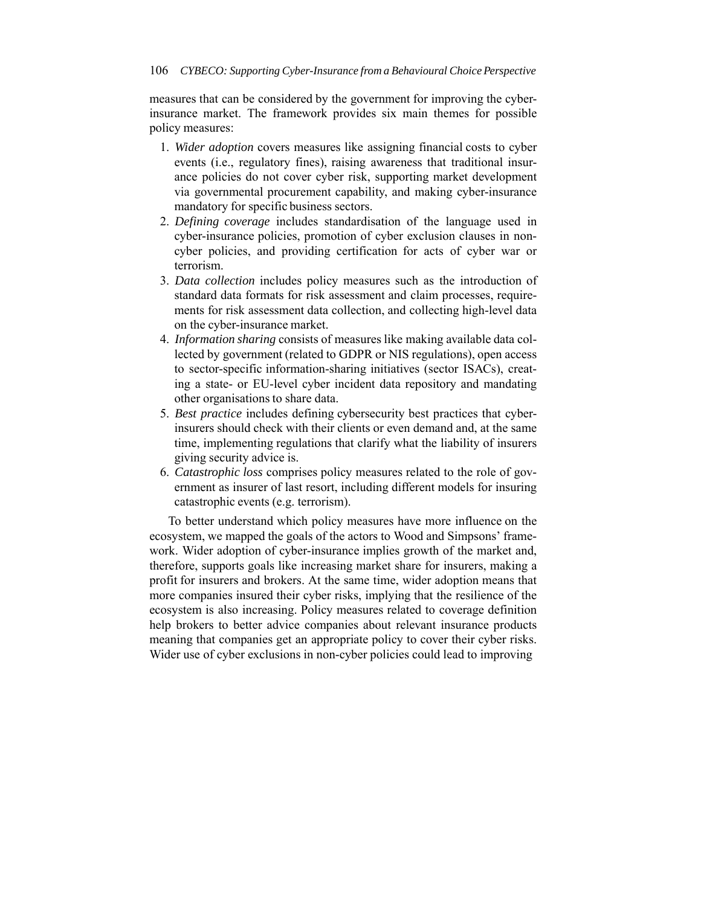measures that can be considered by the government for improving the cyber-insurance market. The framework provides six main themes for possible policy measures:

1. *Wider adoption* covers measures like assigning financial costs to cyber events (i.e., regulatory fines), raising awareness that traditional insurance policies do not cover cyber risk, supporting market development via governmental procurement capability, and making cyber-insurance mandatory for specific business sectors.
2. *Defining coverage* includes standardisation of the language used in cyber-insurance policies, promotion of cyber exclusion clauses in non-cyber policies, and providing certification for acts of cyber war or terrorism.
3. *Data collection* includes policy measures such as the introduction of standard data formats for risk assessment and claim processes, requirements for risk assessment data collection, and collecting high-level data on the cyber-insurance market.
4. *Information sharing* consists of measures like making available data collected by government (related to GDPR or NIS regulations), open access to sector-specific information-sharing initiatives (sector ISACs), creating a state- or EU-level cyber incident data repository and mandating other organisations to share data.
5. *Best practice* includes defining cybersecurity best practices that cyber-insurers should check with their clients or even demand and, at the same time, implementing regulations that clarify what the liability of insurers giving security advice is.
6. *Catastrophic loss* comprises policy measures related to the role of government as insurer of last resort, including different models for insuring catastrophic events (e.g. terrorism).

To better understand which policy measures have more influence on the ecosystem, we mapped the goals of the actors to Wood and Simpsons' framework. Wider adoption of cyber-insurance implies growth of the market and, therefore, supports goals like increasing market share for insurers, making a profit for insurers and brokers. At the same time, wider adoption means that more companies insured their cyber risks, implying that the resilience of the ecosystem is also increasing. Policy measures related to coverage definition help brokers to better advice companies about relevant insurance products meaning that companies get an appropriate policy to cover their cyber risks. Wider use of cyber exclusions in non-cyber policies could lead to improving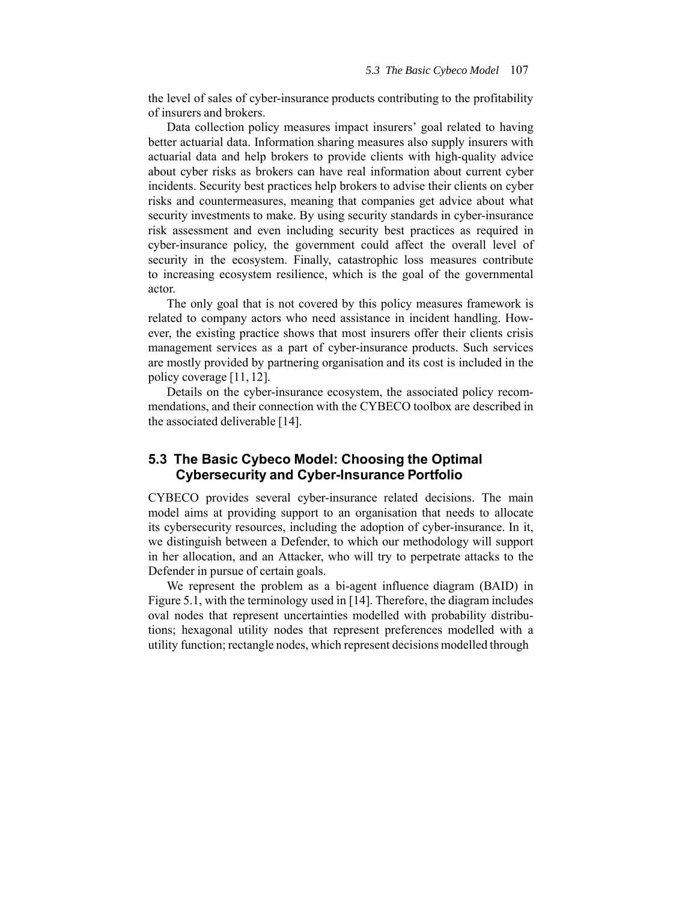the level of sales of cyber-insurance products contributing to the profitability of insurers and brokers.

Data collection policy measures impact insurers' goal related to having better actuarial data. Information sharing measures also supply insurers with actuarial data and help brokers to provide clients with high-quality advice about cyber risks as brokers can have real information about current cyber incidents. Security best practices help brokers to advise their clients on cyber risks and countermeasures, meaning that companies get advice about what security investments to make. By using security standards in cyber-insurance risk assessment and even including security best practices as required in cyber-insurance policy, the government could affect the overall level of security in the ecosystem. Finally, catastrophic loss measures contribute to increasing ecosystem resilience, which is the goal of the governmental actor.

The only goal that is not covered by this policy measures framework is related to company actors who need assistance in incident handling. However, the existing practice shows that most insurers offer their clients crisis management services as a part of cyber-insurance products. Such services are mostly provided by partnering organisation and its cost is included in the policy coverage [11, 12].

Details on the cyber-insurance ecosystem, the associated policy recommendations, and their connection with the CYBECO toolbox are described in the associated deliverable [14].

## 5.3 The Basic Cybeco Model: Choosing the Optimal Cybersecurity and Cyber-Insurance Portfolio

CYBECO provides several cyber-insurance related decisions. The main model aims at providing support to an organisation that needs to allocate its cybersecurity resources, including the adoption of cyber-insurance. In it, we distinguish between a Defender, to which our methodology will support in her allocation, and an Attacker, who will try to perpetrate attacks to the Defender in pursue of certain goals.

We represent the problem as a bi-agent influence diagram (BAID) in Figure 5.1, with the terminology used in [14]. Therefore, the diagram includes oval nodes that represent uncertainties modelled with probability distributions; hexagonal utility nodes that represent preferences modelled with a utility function; rectangle nodes, which represent decisions modelled through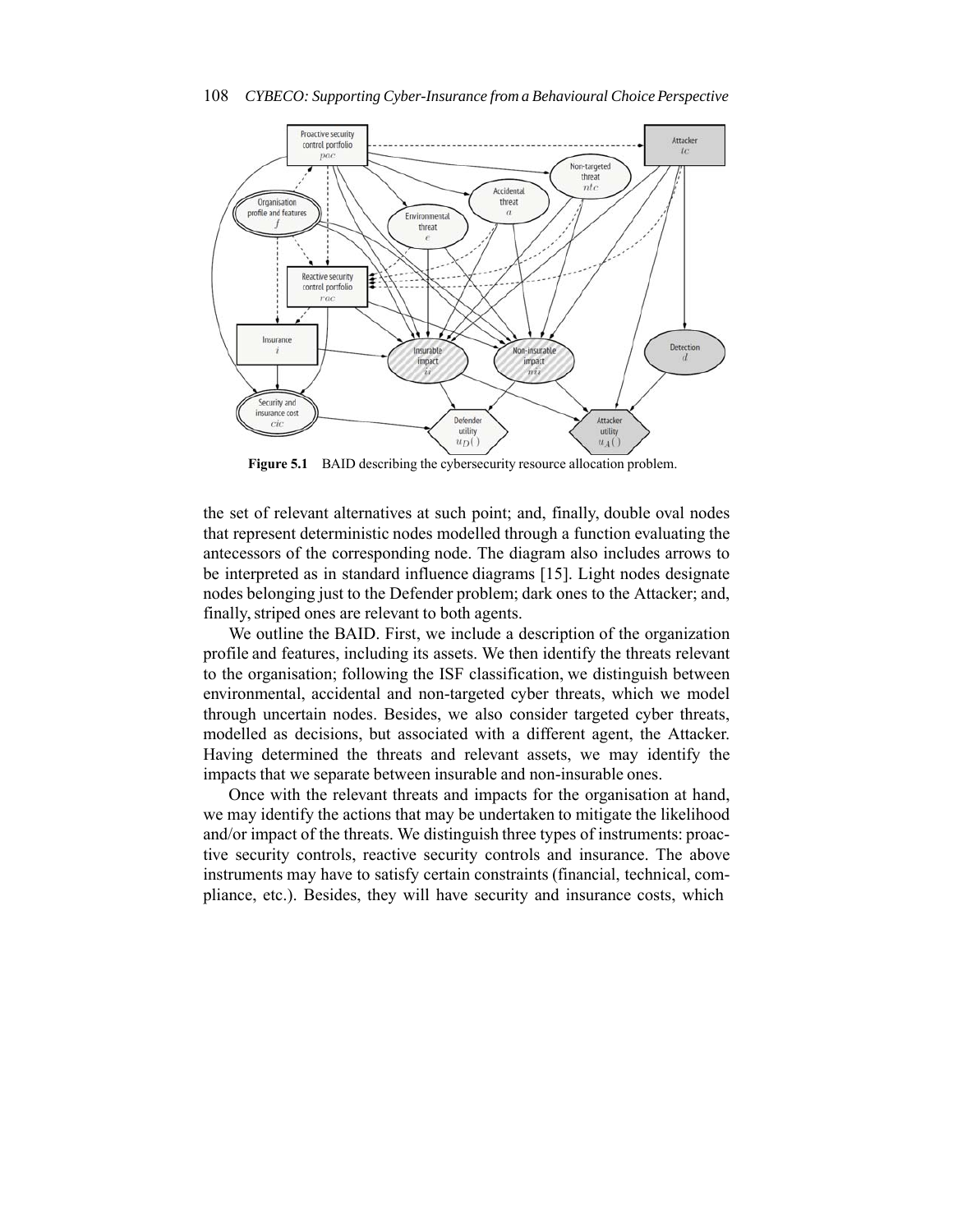Figure 5.1 BAID describing the cybersecurity resource allocation problem.

the set of relevant alternatives at such point; and, finally, double oval nodes that represent deterministic nodes modelled through a function evaluating the antecessors of the corresponding node. The diagram also includes arrows to be interpreted as in standard influence diagrams [15]. Light nodes designate nodes belonging just to the Defender problem; dark ones to the Attacker; and, finally, striped ones are relevant to both agents.

We outline the BAID. First, we include a description of the organization profile and features, including its assets. We then identify the threats relevant to the organisation; following the ISF classification, we distinguish between environmental, accidental and non-targeted cyber threats, which we model through uncertain nodes. Besides, we also consider targeted cyber threats, modelled as decisions, but associated with a different agent, the Attacker. Having determined the threats and relevant assets, we may identify the impacts that we separate between insurable and non-insurable ones.

Once with the relevant threats and impacts for the organisation at hand, we may identify the actions that may be undertaken to mitigate the likelihood and/or impact of the threats. We distinguish three types of instruments: proactive security controls, reactive security controls and insurance. The above instruments may have to satisfy certain constraints (financial, technical, compliance, etc.). Besides, they will have security and insurance costs, which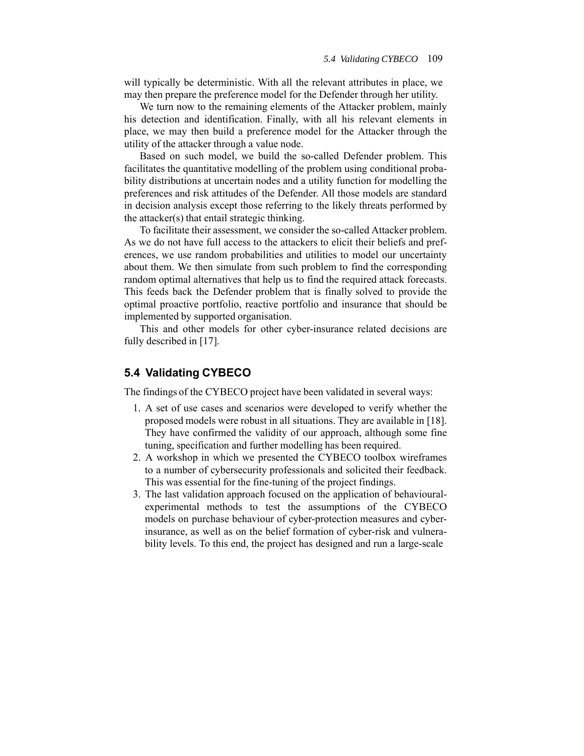will typically be deterministic. With all the relevant attributes in place, we may then prepare the preference model for the Defender through her utility.

We turn now to the remaining elements of the Attacker problem, mainly his detection and identification. Finally, with all his relevant elements in place, we may then build a preference model for the Attacker through the utility of the attacker through a value node.

Based on such model, we build the so-called Defender problem. This facilitates the quantitative modelling of the problem using conditional probability distributions at uncertain nodes and a utility function for modelling the preferences and risk attitudes of the Defender. All those models are standard in decision analysis except those referring to the likely threats performed by the attacker(s) that entail strategic thinking.

To facilitate their assessment, we consider the so-called Attacker problem. As we do not have full access to the attackers to elicit their beliefs and preferences, we use random probabilities and utilities to model our uncertainty about them. We then simulate from such problem to find the corresponding random optimal alternatives that help us to find the required attack forecasts. This feeds back the Defender problem that is finally solved to provide the optimal proactive portfolio, reactive portfolio and insurance that should be implemented by supported organisation.

This and other models for other cyber-insurance related decisions are fully described in [17].

## 5.4 Validating CYBECO

The findings of the CYBECO project have been validated in several ways:

1. A set of use cases and scenarios were developed to verify whether the proposed models were robust in all situations. They are available in [18]. They have confirmed the validity of our approach, although some fine tuning, specification and further modelling has been required.
2. A workshop in which we presented the CYBECO toolbox wireframes to a number of cybersecurity professionals and solicited their feedback. This was essential for the fine-tuning of the project findings.
3. The last validation approach focused on the application of behavioural-experimental methods to test the assumptions of the CYBECO models on purchase behaviour of cyber-protection measures and cyber-insurance, as well as on the belief formation of cyber-risk and vulnerability levels. To this end, the project has designed and run a large-scale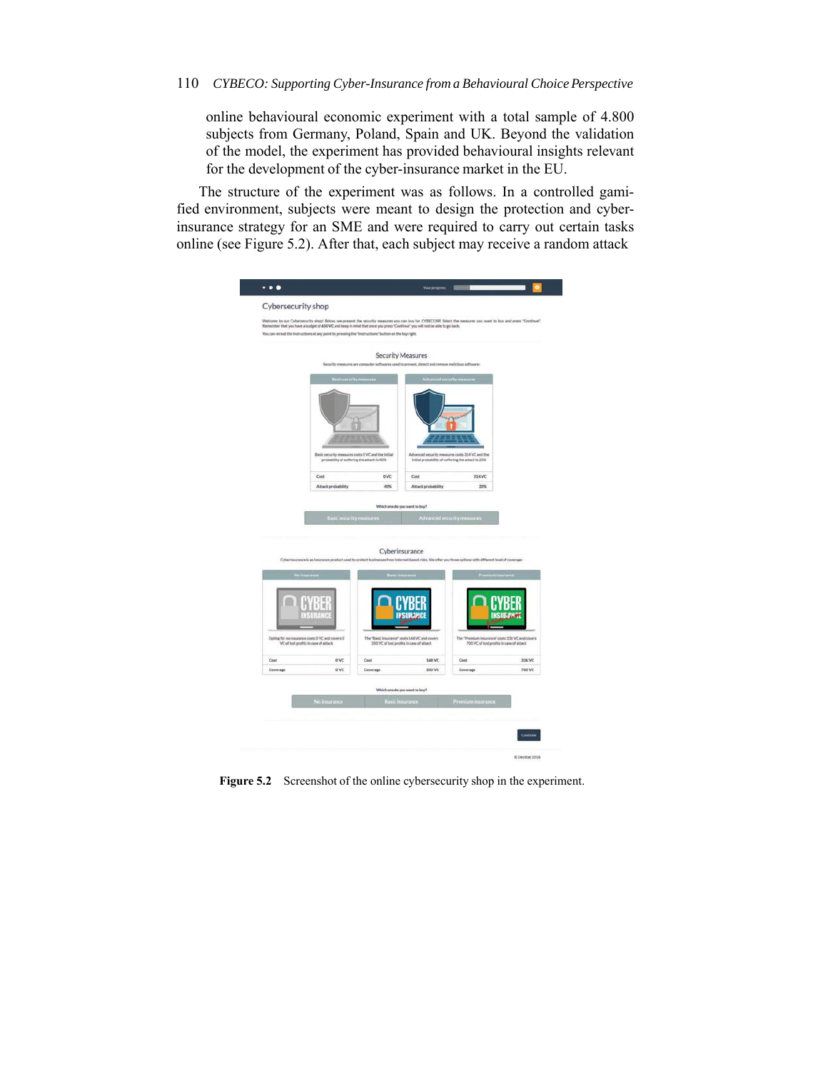online behavioural economic experiment with a total sample of 4.800 subjects from Germany, Poland, Spain and UK. Beyond the validation of the model, the experiment has provided behavioural insights relevant for the development of the cyber-insurance market in the EU.

The structure of the experiment was as follows. In a controlled gamified environment, subjects were meant to design the protection and cyber-insurance strategy for an SME and were required to carry out certain tasks online (see Figure 5.2). After that, each subject may receive a random attack

**Figure 5.2** Screenshot of the online cybersecurity shop in the experiment.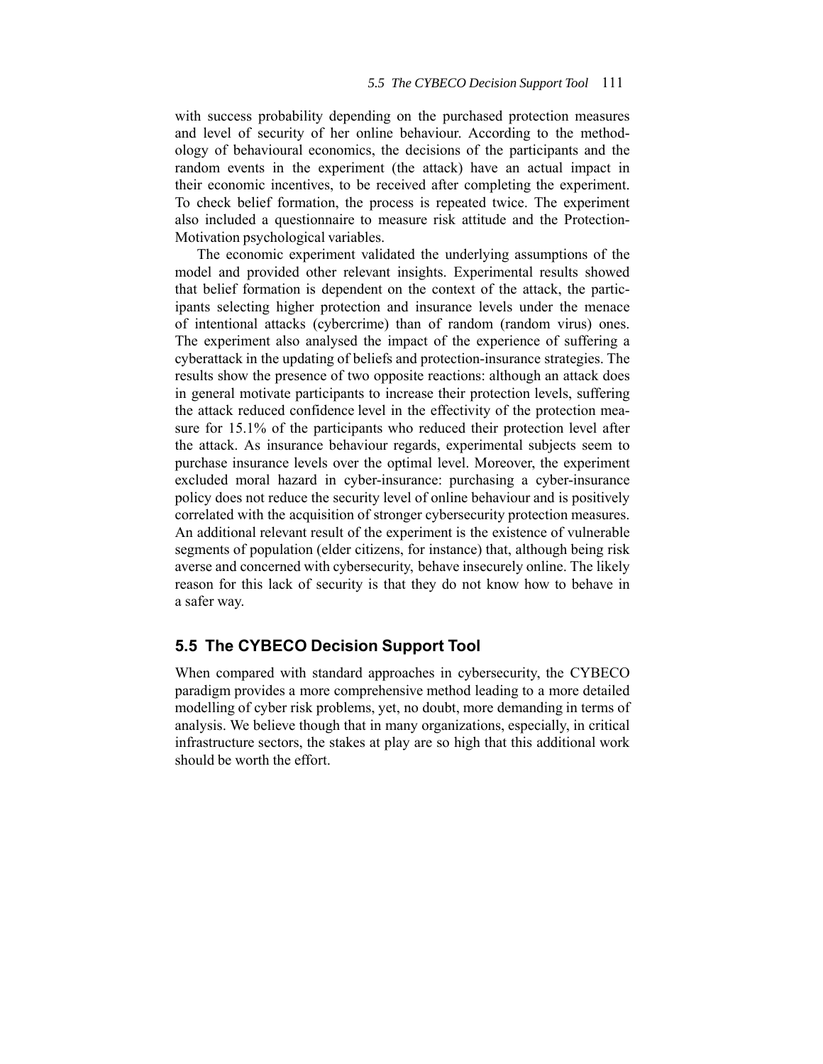with success probability depending on the purchased protection measures and level of security of her online behaviour. According to the methodology of behavioural economics, the decisions of the participants and the random events in the experiment (the attack) have an actual impact in their economic incentives, to be received after completing the experiment. To check belief formation, the process is repeated twice. The experiment also included a questionnaire to measure risk attitude and the Protection-Motivation psychological variables.

The economic experiment validated the underlying assumptions of the model and provided other relevant insights. Experimental results showed that belief formation is dependent on the context of the attack, the participants selecting higher protection and insurance levels under the menace of intentional attacks (cybercrime) than of random (random virus) ones. The experiment also analysed the impact of the experience of suffering a cyberattack in the updating of beliefs and protection-insurance strategies. The results show the presence of two opposite reactions: although an attack does in general motivate participants to increase their protection levels, suffering the attack reduced confidence level in the effectivity of the protection measure for 15.1% of the participants who reduced their protection level after the attack. As insurance behaviour regards, experimental subjects seem to purchase insurance levels over the optimal level. Moreover, the experiment excluded moral hazard in cyber-insurance: purchasing a cyber-insurance policy does not reduce the security level of online behaviour and is positively correlated with the acquisition of stronger cybersecurity protection measures. An additional relevant result of the experiment is the existence of vulnerable segments of population (elder citizens, for instance) that, although being risk averse and concerned with cybersecurity, behave insecurely online. The likely reason for this lack of security is that they do not know how to behave in a safer way.

## 5.5 The CYBECO Decision Support Tool

When compared with standard approaches in cybersecurity, the CYBECO paradigm provides a more comprehensive method leading to a more detailed modelling of cyber risk problems, yet, no doubt, more demanding in terms of analysis. We believe though that in many organizations, especially, in critical infrastructure sectors, the stakes at play are so high that this additional work should be worth the effort.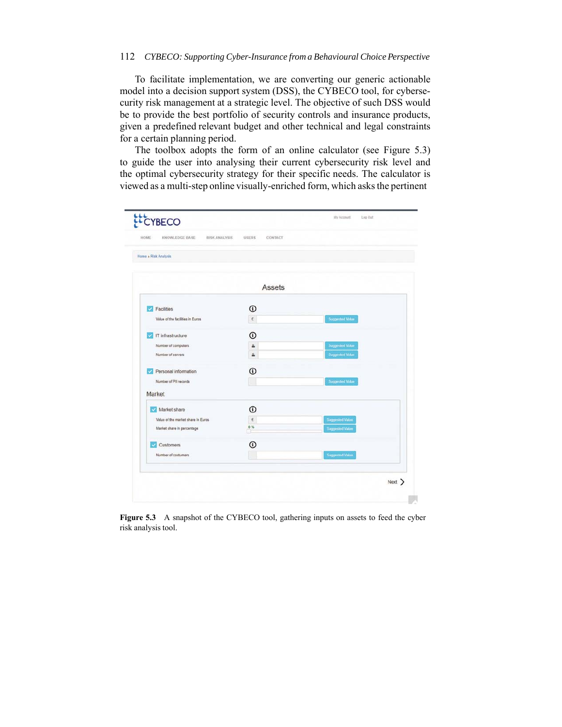To facilitate implementation, we are converting our generic actionable model into a decision support system (DSS), the CYBECO tool, for cybersecurity risk management at a strategic level. The objective of such DSS would be to provide the best portfolio of security controls and insurance products, given a predefined relevant budget and other technical and legal constraints for a certain planning period.

The toolbox adopts the form of an online calculator (see Figure 5.3) to guide the user into analysing their current cybersecurity risk level and the optimal cybersecurity strategy for their specific needs. The calculator is viewed as a multi-step online visually-enriched form, which asks the pertinent

**Figure 5.3** A snapshot of the CYBECO tool, gathering inputs on assets to feed the cyber risk analysis tool.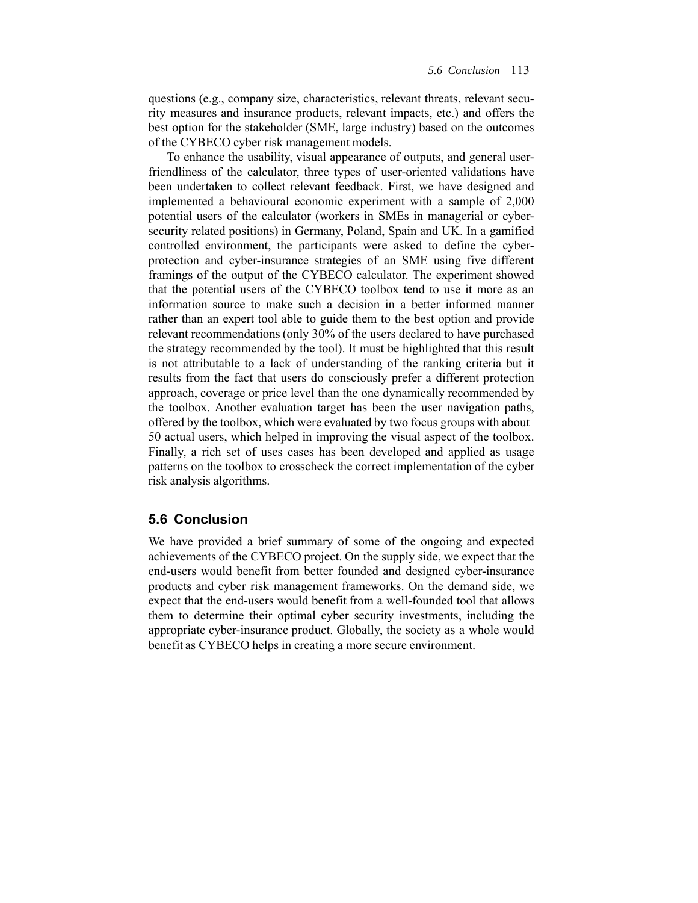questions (e.g., company size, characteristics, relevant threats, relevant security measures and insurance products, relevant impacts, etc.) and offers the best option for the stakeholder (SME, large industry) based on the outcomes of the CYBECO cyber risk management models.

To enhance the usability, visual appearance of outputs, and general user-friendliness of the calculator, three types of user-oriented validations have been undertaken to collect relevant feedback. First, we have designed and implemented a behavioural economic experiment with a sample of 2,000 potential users of the calculator (workers in SMEs in managerial or cyber-security related positions) in Germany, Poland, Spain and UK. In a gamified controlled environment, the participants were asked to define the cyber-protection and cyber-insurance strategies of an SME using five different framings of the output of the CYBECO calculator. The experiment showed that the potential users of the CYBECO toolbox tend to use it more as an information source to make such a decision in a better informed manner rather than an expert tool able to guide them to the best option and provide relevant recommendations (only 30% of the users declared to have purchased the strategy recommended by the tool). It must be highlighted that this result is not attributable to a lack of understanding of the ranking criteria but it results from the fact that users do consciously prefer a different protection approach, coverage or price level than the one dynamically recommended by the toolbox. Another evaluation target has been the user navigation paths, offered by the toolbox, which were evaluated by two focus groups with about 50 actual users, which helped in improving the visual aspect of the toolbox. Finally, a rich set of uses cases has been developed and applied as usage patterns on the toolbox to crosscheck the correct implementation of the cyber risk analysis algorithms.

## 5.6 Conclusion

We have provided a brief summary of some of the ongoing and expected achievements of the CYBECO project. On the supply side, we expect that the end-users would benefit from better founded and designed cyber-insurance products and cyber risk management frameworks. On the demand side, we expect that the end-users would benefit from a well-founded tool that allows them to determine their optimal cyber security investments, including the appropriate cyber-insurance product. Globally, the society as a whole would benefit as CYBECO helps in creating a more secure environment.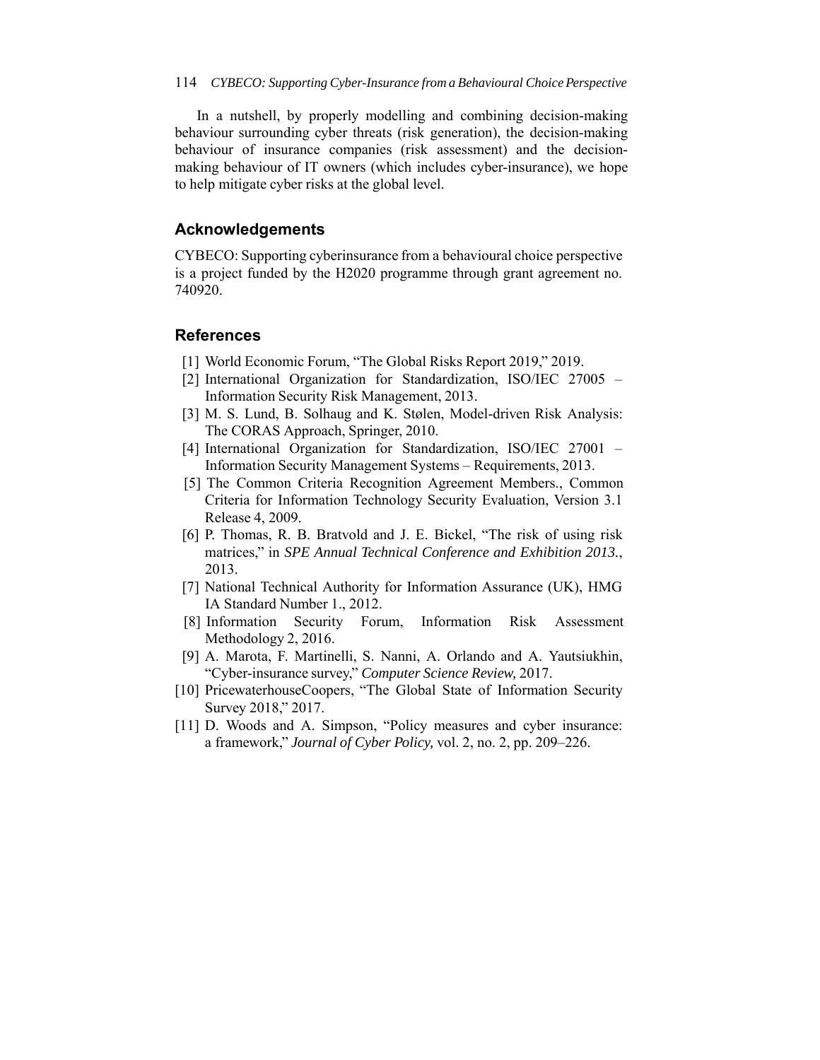In a nutshell, by properly modelling and combining decision-making behaviour surrounding cyber threats (risk generation), the decision-making behaviour of insurance companies (risk assessment) and the decision-making behaviour of IT owners (which includes cyber-insurance), we hope to help mitigate cyber risks at the global level.

## Acknowledgements

CYBECO: Supporting cyberinsurance from a behavioural choice perspective is a project funded by the H2020 programme through grant agreement no. 740920.

## References

[1] World Economic Forum, "The Global Risks Report 2019," 2019.

[2] International Organization for Standardization, ISO/IEC 27005 – Information Security Risk Management, 2013.

[3] M. S. Lund, B. Solhaug and K. Stølen, Model-driven Risk Analysis: The CORAS Approach, Springer, 2010.

[4] International Organization for Standardization, ISO/IEC 27001 – Information Security Management Systems – Requirements, 2013.

[5] The Common Criteria Recognition Agreement Members., Common Criteria for Information Technology Security Evaluation, Version 3.1 Release 4, 2009.

[6] P. Thomas, R. B. Bratvold and J. E. Bickel, "The risk of using risk matrices," in *SPE Annual Technical Conference and Exhibition 2013.*, 2013.

[7] National Technical Authority for Information Assurance (UK), HMG IA Standard Number 1., 2012.

[8] Information Security Forum, Information Risk Assessment Methodology 2, 2016.

[9] A. Marota, F. Martinelli, S. Nanni, A. Orlando and A. Yautsiukhin, "Cyber-insurance survey," *Computer Science Review,* 2017.

[10] PricewaterhouseCoopers, "The Global State of Information Security Survey 2018," 2017.

[11] D. Woods and A. Simpson, "Policy measures and cyber insurance: a framework," *Journal of Cyber Policy,* vol. 2, no. 2, pp. 209–226.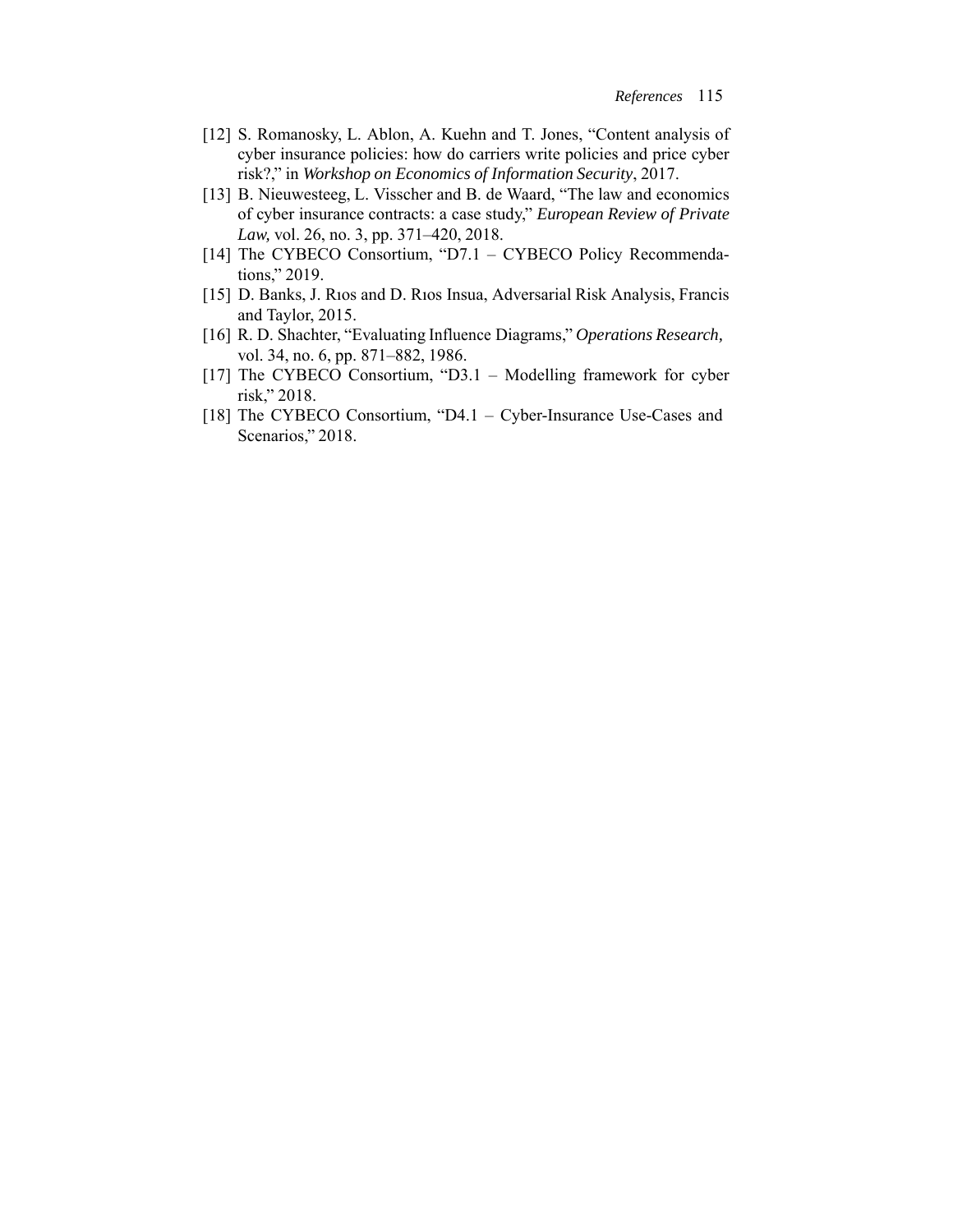[12] S. Romanosky, L. Ablon, A. Kuehn and T. Jones, "Content analysis of cyber insurance policies: how do carriers write policies and price cyber risk?," in *Workshop on Economics of Information Security*, 2017.

[13] B. Nieuwesteeg, L. Visscher and B. de Waard, "The law and economics of cyber insurance contracts: a case study," *European Review of Private Law,* vol. 26, no. 3, pp. 371–420, 2018.

[14] The CYBECO Consortium, "D7.1 – CYBECO Policy Recommendations," 2019.

[15] D. Banks, J. Rıos and D. Rıos Insua, Adversarial Risk Analysis, Francis and Taylor, 2015.

[16] R. D. Shachter, "Evaluating Influence Diagrams," *Operations Research,* vol. 34, no. 6, pp. 871–882, 1986.

[17] The CYBECO Consortium, "D3.1 – Modelling framework for cyber risk," 2018.

[18] The CYBECO Consortium, "D4.1 – Cyber-Insurance Use-Cases and Scenarios," 2018.